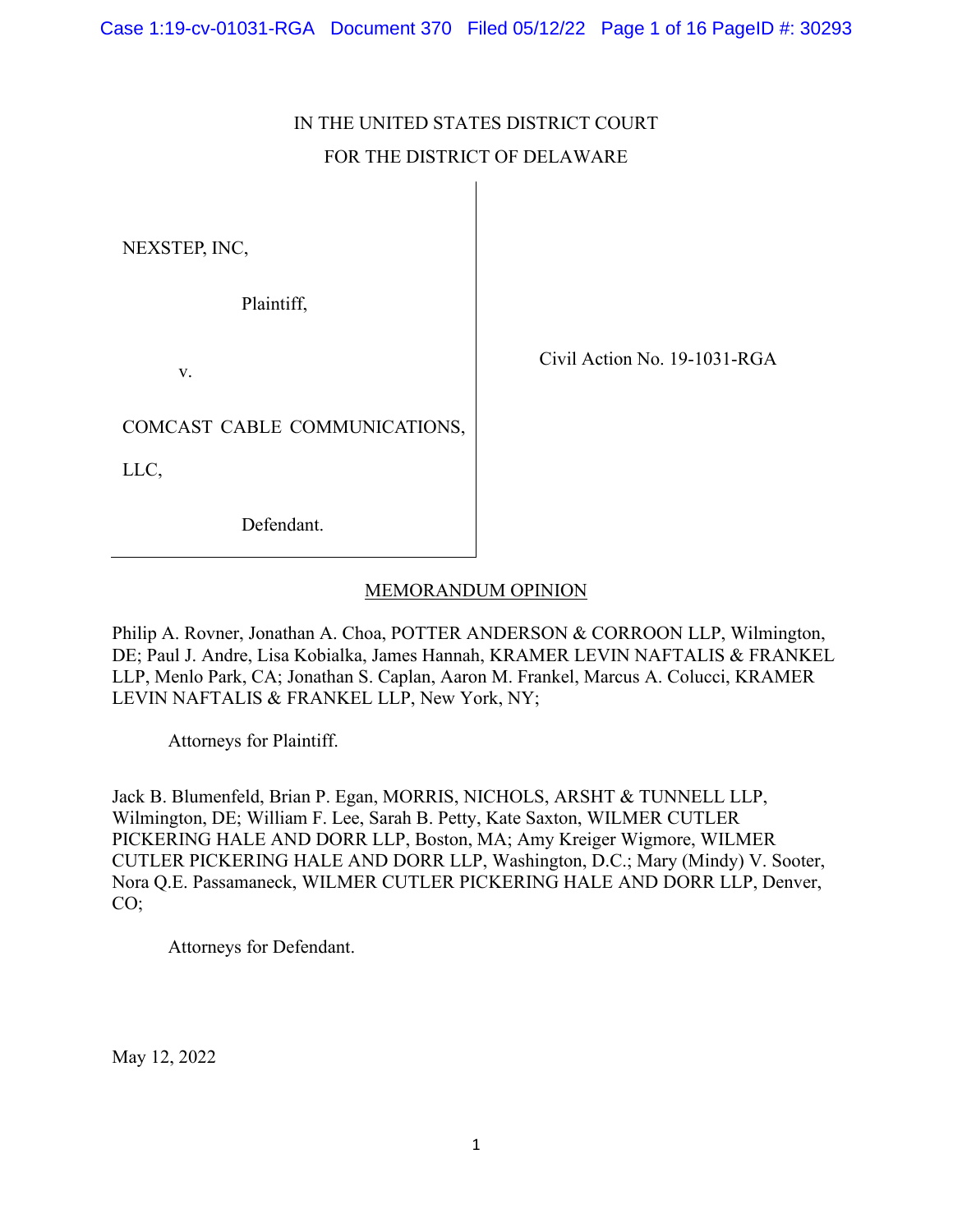IN THE UNITED STATES DISTRICT COURT

FOR THE DISTRICT OF DELAWARE

| | |
|---|---|
| NEXSTEP, INC,<br><br>Plaintiff,<br><br>v.<br><br>COMCAST CABLE COMMUNICATIONS, LLC,<br><br>Defendant. | Civil Action No. 19-1031-RGA |

MEMORANDUM OPINION

Philip A. Rovner, Jonathan A. Choa, POTTER ANDERSON & CORROON LLP, Wilmington, DE; Paul J. Andre, Lisa Kobialka, James Hannah, KRAMER LEVIN NAFTALIS & FRANKEL LLP, Menlo Park, CA; Jonathan S. Caplan, Aaron M. Frankel, Marcus A. Colucci, KRAMER LEVIN NAFTALIS & FRANKEL LLP, New York, NY;

Attorneys for Plaintiff.

Jack B. Blumenfeld, Brian P. Egan, MORRIS, NICHOLS, ARSHT & TUNNELL LLP, Wilmington, DE; William F. Lee, Sarah B. Petty, Kate Saxton, WILMER CUTLER PICKERING HALE AND DORR LLP, Boston, MA; Amy Kreiger Wigmore, WILMER CUTLER PICKERING HALE AND DORR LLP, Washington, D.C.; Mary (Mindy) V. Sooter, Nora Q.E. Passamaneck, WILMER CUTLER PICKERING HALE AND DORR LLP, Denver, CO;

Attorneys for Defendant.

May 12, 2022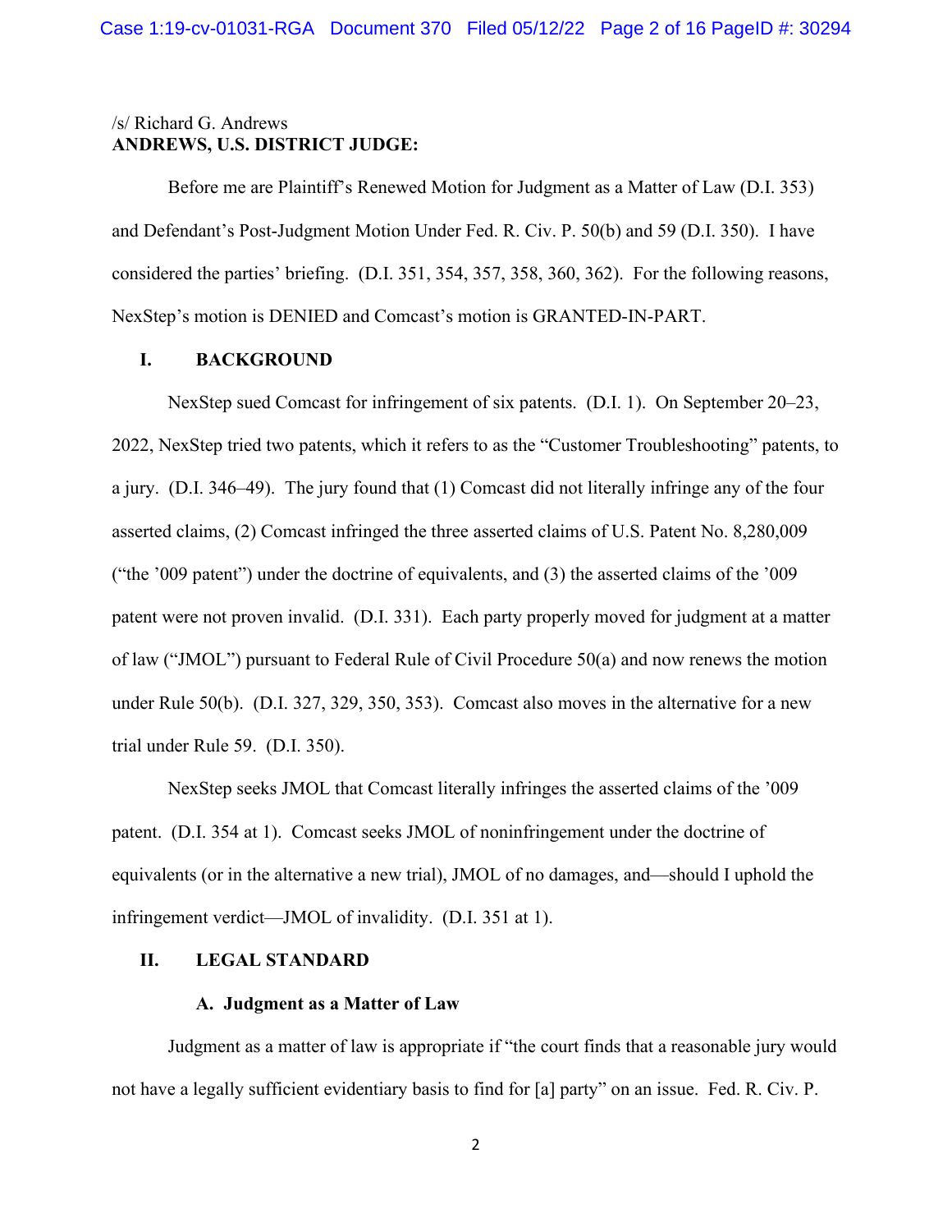/s/ Richard G. Andrews
**ANDREWS, U.S. DISTRICT JUDGE:**

Before me are Plaintiff's Renewed Motion for Judgment as a Matter of Law (D.I. 353) and Defendant's Post-Judgment Motion Under Fed. R. Civ. P. 50(b) and 59 (D.I. 350). I have considered the parties' briefing. (D.I. 351, 354, 357, 358, 360, 362). For the following reasons, NexStep's motion is DENIED and Comcast's motion is GRANTED-IN-PART.

## I. BACKGROUND

NexStep sued Comcast for infringement of six patents. (D.I. 1). On September 20–23, 2022, NexStep tried two patents, which it refers to as the "Customer Troubleshooting" patents, to a jury. (D.I. 346–49). The jury found that (1) Comcast did not literally infringe any of the four asserted claims, (2) Comcast infringed the three asserted claims of U.S. Patent No. 8,280,009 ("the '009 patent") under the doctrine of equivalents, and (3) the asserted claims of the '009 patent were not proven invalid. (D.I. 331). Each party properly moved for judgment at a matter of law ("JMOL") pursuant to Federal Rule of Civil Procedure 50(a) and now renews the motion under Rule 50(b). (D.I. 327, 329, 350, 353). Comcast also moves in the alternative for a new trial under Rule 59. (D.I. 350).

NexStep seeks JMOL that Comcast literally infringes the asserted claims of the '009 patent. (D.I. 354 at 1). Comcast seeks JMOL of noninfringement under the doctrine of equivalents (or in the alternative a new trial), JMOL of no damages, and—should I uphold the infringement verdict—JMOL of invalidity. (D.I. 351 at 1).

## II. LEGAL STANDARD

### A. Judgment as a Matter of Law

Judgment as a matter of law is appropriate if "the court finds that a reasonable jury would not have a legally sufficient evidentiary basis to find for [a] party" on an issue. Fed. R. Civ. P.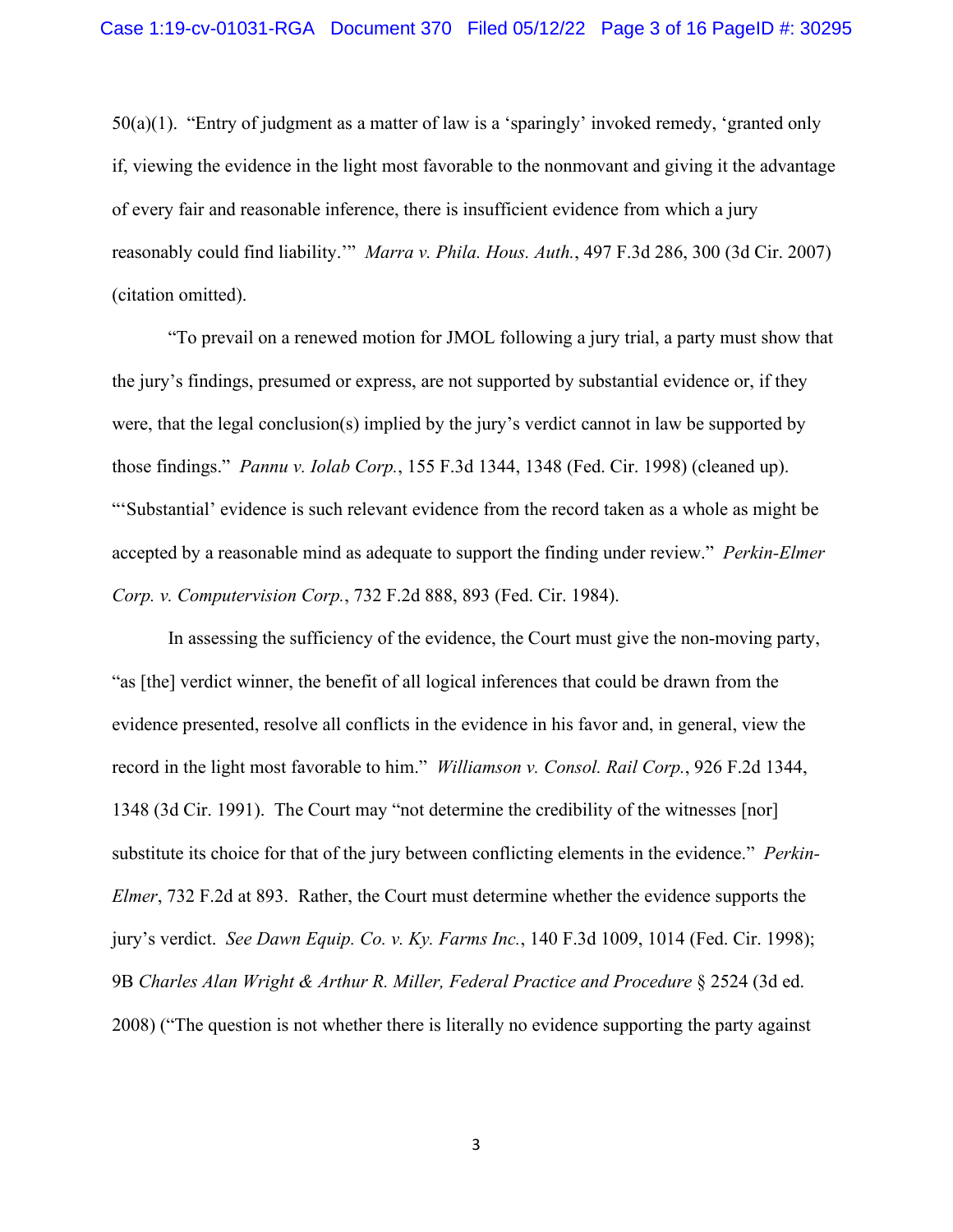50(a)(1). "Entry of judgment as a matter of law is a 'sparingly' invoked remedy, 'granted only if, viewing the evidence in the light most favorable to the nonmovant and giving it the advantage of every fair and reasonable inference, there is insufficient evidence from which a jury reasonably could find liability.'" *Marra v. Phila. Hous. Auth.*, 497 F.3d 286, 300 (3d Cir. 2007) (citation omitted).

"To prevail on a renewed motion for JMOL following a jury trial, a party must show that the jury's findings, presumed or express, are not supported by substantial evidence or, if they were, that the legal conclusion(s) implied by the jury's verdict cannot in law be supported by those findings." *Pannu v. Iolab Corp.*, 155 F.3d 1344, 1348 (Fed. Cir. 1998) (cleaned up). "'Substantial' evidence is such relevant evidence from the record taken as a whole as might be accepted by a reasonable mind as adequate to support the finding under review." *Perkin-Elmer Corp. v. Computervision Corp.*, 732 F.2d 888, 893 (Fed. Cir. 1984).

In assessing the sufficiency of the evidence, the Court must give the non-moving party, "as [the] verdict winner, the benefit of all logical inferences that could be drawn from the evidence presented, resolve all conflicts in the evidence in his favor and, in general, view the record in the light most favorable to him." *Williamson v. Consol. Rail Corp.*, 926 F.2d 1344, 1348 (3d Cir. 1991). The Court may "not determine the credibility of the witnesses [nor] substitute its choice for that of the jury between conflicting elements in the evidence." *Perkin-Elmer*, 732 F.2d at 893. Rather, the Court must determine whether the evidence supports the jury's verdict. *See Dawn Equip. Co. v. Ky. Farms Inc.*, 140 F.3d 1009, 1014 (Fed. Cir. 1998); 9B *Charles Alan Wright & Arthur R. Miller, Federal Practice and Procedure* § 2524 (3d ed. 2008) ("The question is not whether there is literally no evidence supporting the party against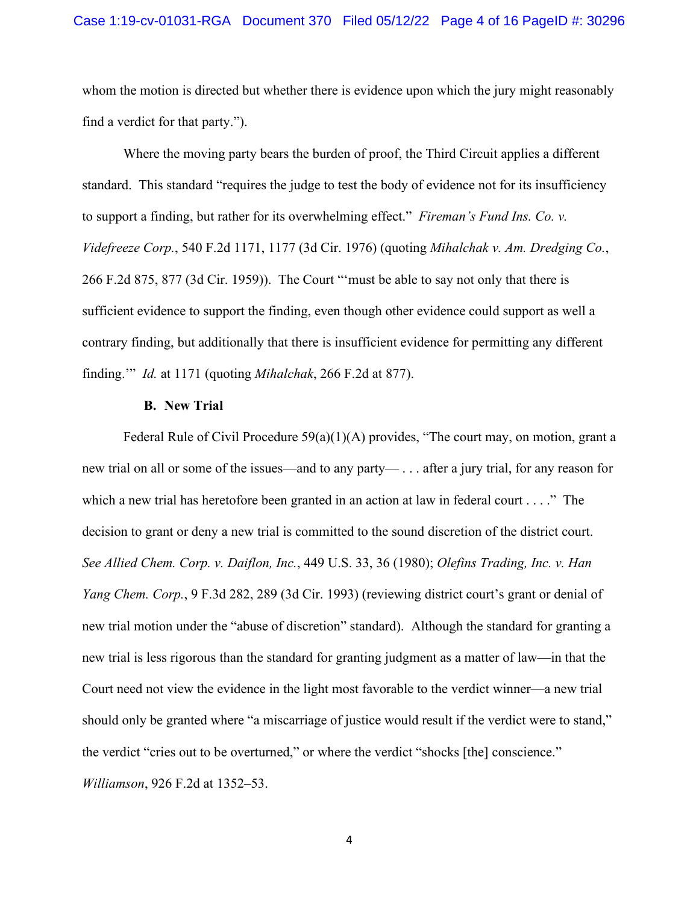whom the motion is directed but whether there is evidence upon which the jury might reasonably find a verdict for that party.").

Where the moving party bears the burden of proof, the Third Circuit applies a different standard. This standard "requires the judge to test the body of evidence not for its insufficiency to support a finding, but rather for its overwhelming effect." *Fireman's Fund Ins. Co. v. Videfreeze Corp.*, 540 F.2d 1171, 1177 (3d Cir. 1976) (quoting *Mihalchak v. Am. Dredging Co.*, 266 F.2d 875, 877 (3d Cir. 1959)). The Court "'must be able to say not only that there is sufficient evidence to support the finding, even though other evidence could support as well a contrary finding, but additionally that there is insufficient evidence for permitting any different finding.'" *Id.* at 1171 (quoting *Mihalchak*, 266 F.2d at 877).

### B. New Trial

Federal Rule of Civil Procedure 59(a)(1)(A) provides, "The court may, on motion, grant a new trial on all or some of the issues—and to any party— . . . after a jury trial, for any reason for which a new trial has heretofore been granted in an action at law in federal court . . . ." The decision to grant or deny a new trial is committed to the sound discretion of the district court. *See Allied Chem. Corp. v. Daiflon, Inc.*, 449 U.S. 33, 36 (1980); *Olefins Trading, Inc. v. Han Yang Chem. Corp.*, 9 F.3d 282, 289 (3d Cir. 1993) (reviewing district court's grant or denial of new trial motion under the "abuse of discretion" standard). Although the standard for granting a new trial is less rigorous than the standard for granting judgment as a matter of law—in that the Court need not view the evidence in the light most favorable to the verdict winner—a new trial should only be granted where "a miscarriage of justice would result if the verdict were to stand," the verdict "cries out to be overturned," or where the verdict "shocks [the] conscience." *Williamson*, 926 F.2d at 1352–53.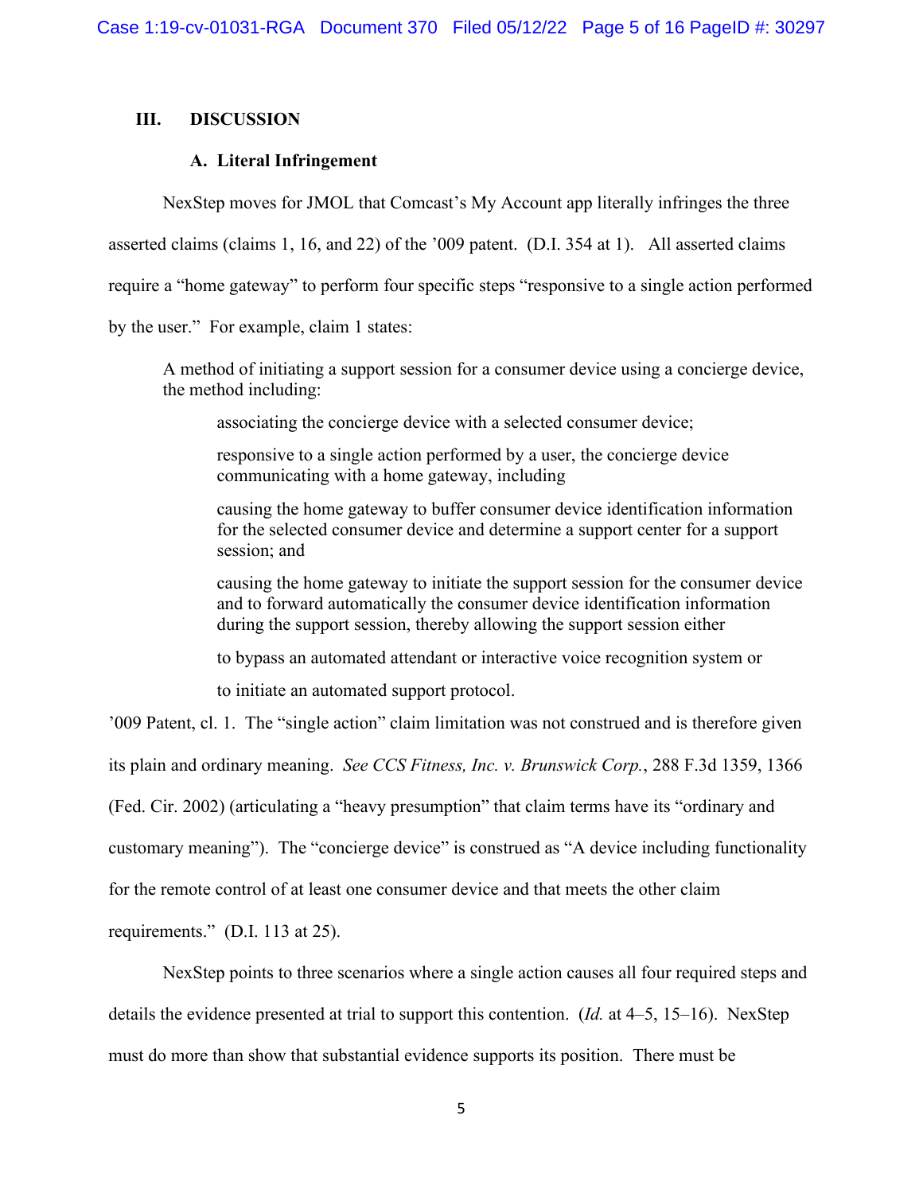## III. DISCUSSION

### A. Literal Infringement

NexStep moves for JMOL that Comcast's My Account app literally infringes the three asserted claims (claims 1, 16, and 22) of the '009 patent. (D.I. 354 at 1). All asserted claims require a "home gateway" to perform four specific steps "responsive to a single action performed by the user." For example, claim 1 states:

> A method of initiating a support session for a consumer device using a concierge device, the method including:
>
> > associating the concierge device with a selected consumer device;
> >
> > responsive to a single action performed by a user, the concierge device communicating with a home gateway, including
> >
> > causing the home gateway to buffer consumer device identification information for the selected consumer device and determine a support center for a support session; and
> >
> > causing the home gateway to initiate the support session for the consumer device and to forward automatically the consumer device identification information during the support session, thereby allowing the support session either
> >
> > to bypass an automated attendant or interactive voice recognition system or
> >
> > to initiate an automated support protocol.

'009 Patent, cl. 1. The "single action" claim limitation was not construed and is therefore given its plain and ordinary meaning. *See CCS Fitness, Inc. v. Brunswick Corp.*, 288 F.3d 1359, 1366 (Fed. Cir. 2002) (articulating a "heavy presumption" that claim terms have its "ordinary and customary meaning"). The "concierge device" is construed as "A device including functionality for the remote control of at least one consumer device and that meets the other claim requirements." (D.I. 113 at 25).

NexStep points to three scenarios where a single action causes all four required steps and details the evidence presented at trial to support this contention. (*Id.* at 4–5, 15–16). NexStep must do more than show that substantial evidence supports its position. There must be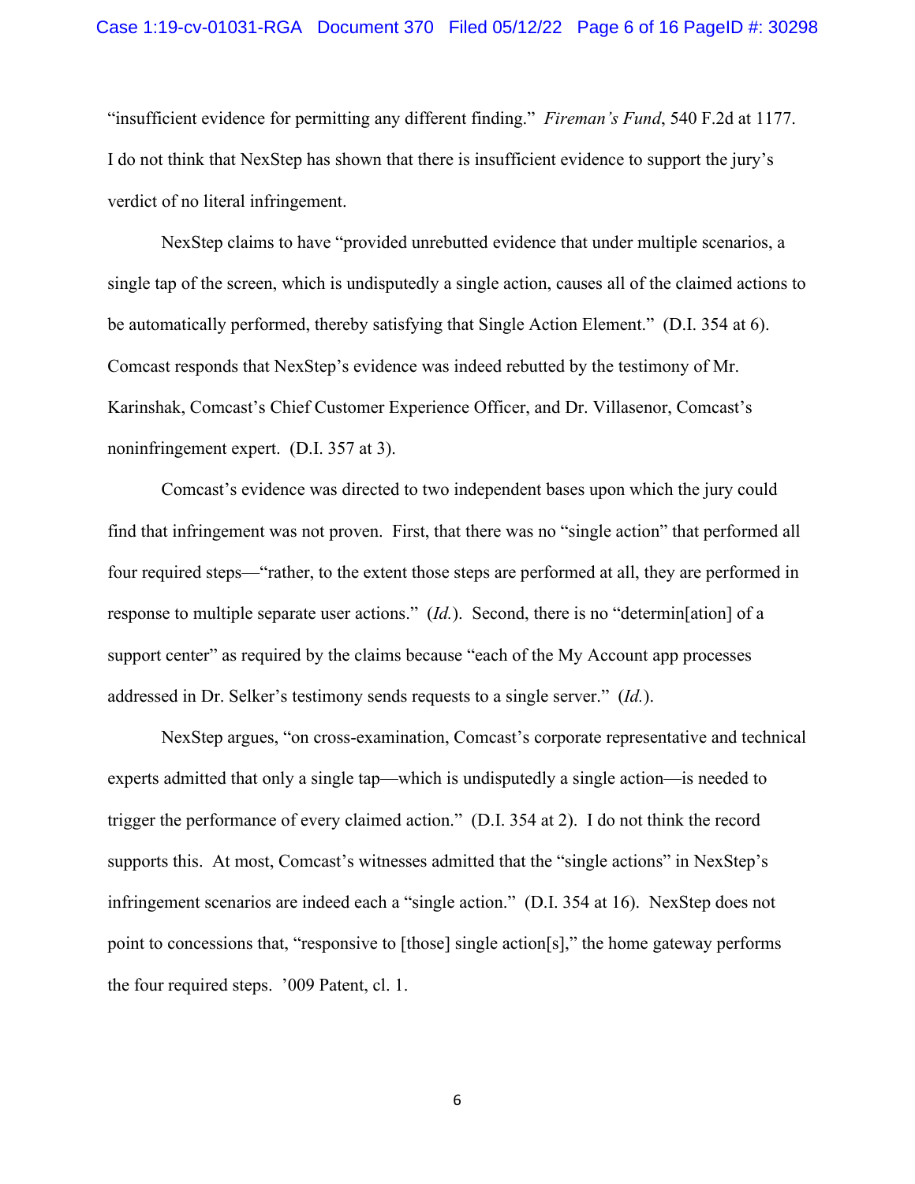"insufficient evidence for permitting any different finding." *Fireman's Fund*, 540 F.2d at 1177. I do not think that NexStep has shown that there is insufficient evidence to support the jury's verdict of no literal infringement.

NexStep claims to have "provided unrebutted evidence that under multiple scenarios, a single tap of the screen, which is undisputedly a single action, causes all of the claimed actions to be automatically performed, thereby satisfying that Single Action Element." (D.I. 354 at 6). Comcast responds that NexStep's evidence was indeed rebutted by the testimony of Mr. Karinshak, Comcast's Chief Customer Experience Officer, and Dr. Villasenor, Comcast's noninfringement expert. (D.I. 357 at 3).

Comcast's evidence was directed to two independent bases upon which the jury could find that infringement was not proven. First, that there was no "single action" that performed all four required steps—"rather, to the extent those steps are performed at all, they are performed in response to multiple separate user actions." (*Id.*). Second, there is no "determin[ation] of a support center" as required by the claims because "each of the My Account app processes addressed in Dr. Selker's testimony sends requests to a single server." (*Id.*).

NexStep argues, "on cross-examination, Comcast's corporate representative and technical experts admitted that only a single tap—which is undisputedly a single action—is needed to trigger the performance of every claimed action." (D.I. 354 at 2). I do not think the record supports this. At most, Comcast's witnesses admitted that the "single actions" in NexStep's infringement scenarios are indeed each a "single action." (D.I. 354 at 16). NexStep does not point to concessions that, "responsive to [those] single action[s]," the home gateway performs the four required steps. '009 Patent, cl. 1.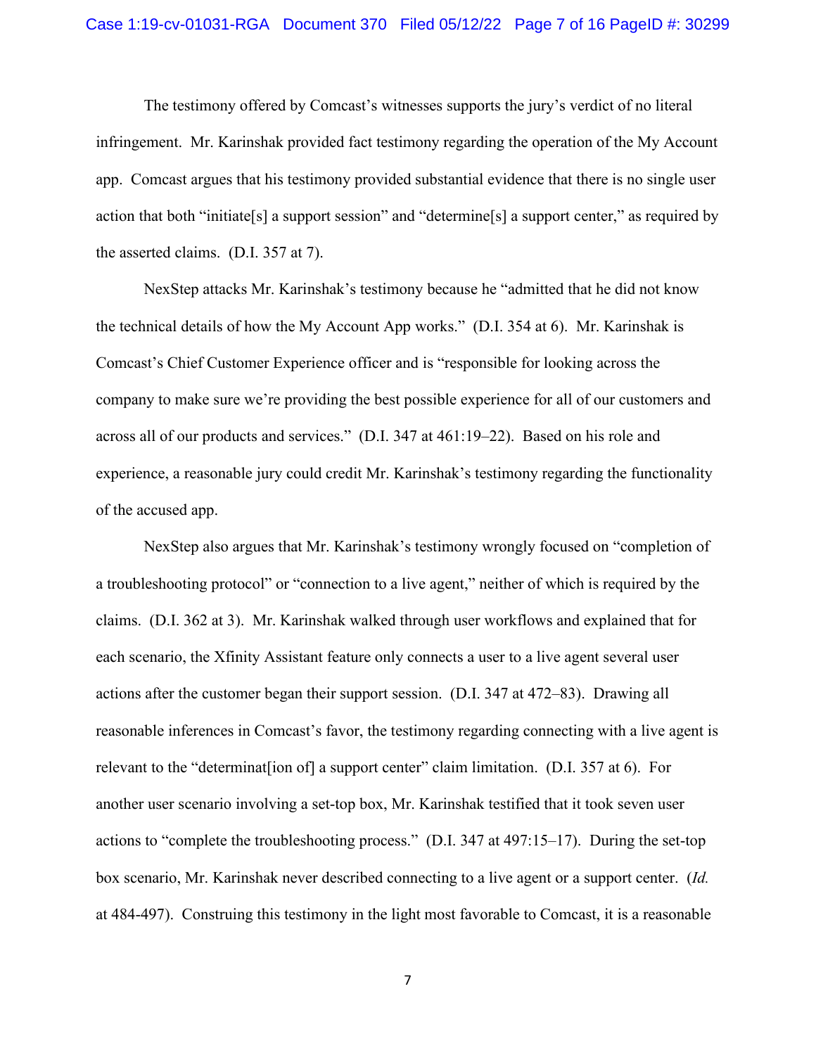The testimony offered by Comcast's witnesses supports the jury's verdict of no literal infringement. Mr. Karinshak provided fact testimony regarding the operation of the My Account app. Comcast argues that his testimony provided substantial evidence that there is no single user action that both "initiate[s] a support session" and "determine[s] a support center," as required by the asserted claims. (D.I. 357 at 7).

NexStep attacks Mr. Karinshak's testimony because he "admitted that he did not know the technical details of how the My Account App works." (D.I. 354 at 6). Mr. Karinshak is Comcast's Chief Customer Experience officer and is "responsible for looking across the company to make sure we're providing the best possible experience for all of our customers and across all of our products and services." (D.I. 347 at 461:19–22). Based on his role and experience, a reasonable jury could credit Mr. Karinshak's testimony regarding the functionality of the accused app.

NexStep also argues that Mr. Karinshak's testimony wrongly focused on "completion of a troubleshooting protocol" or "connection to a live agent," neither of which is required by the claims. (D.I. 362 at 3). Mr. Karinshak walked through user workflows and explained that for each scenario, the Xfinity Assistant feature only connects a user to a live agent several user actions after the customer began their support session. (D.I. 347 at 472–83). Drawing all reasonable inferences in Comcast's favor, the testimony regarding connecting with a live agent is relevant to the "determinat[ion of] a support center" claim limitation. (D.I. 357 at 6). For another user scenario involving a set-top box, Mr. Karinshak testified that it took seven user actions to "complete the troubleshooting process." (D.I. 347 at 497:15–17). During the set-top box scenario, Mr. Karinshak never described connecting to a live agent or a support center. (*Id.* at 484-497). Construing this testimony in the light most favorable to Comcast, it is a reasonable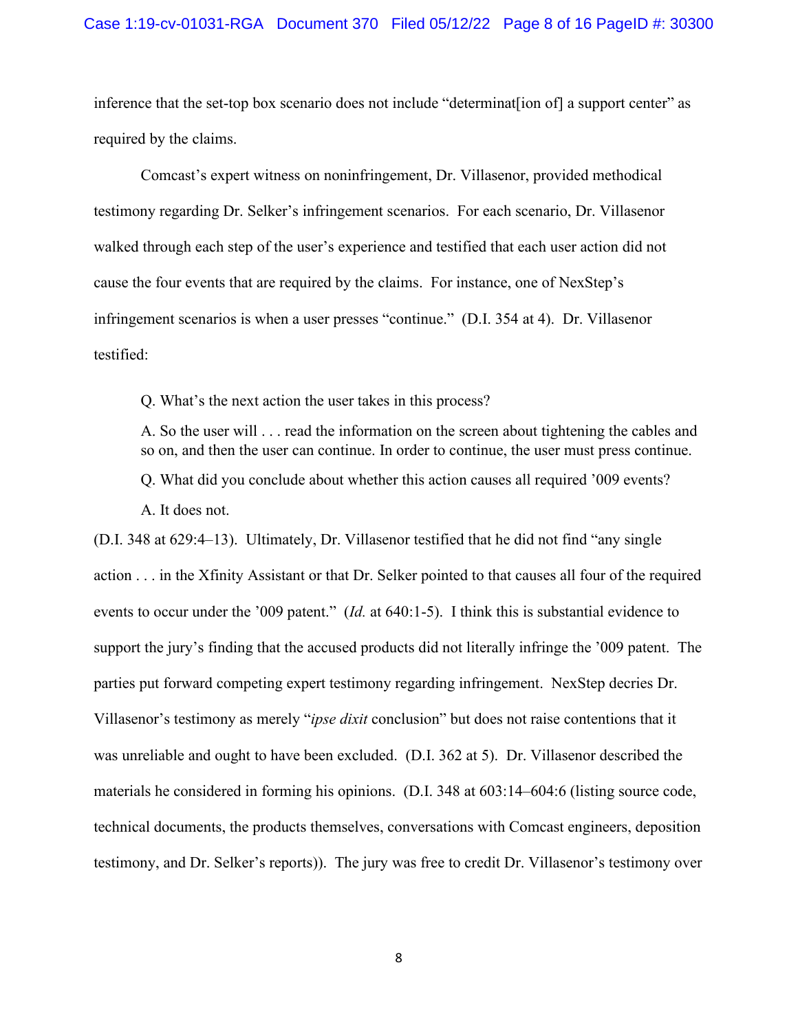inference that the set-top box scenario does not include "determinat[ion of] a support center" as required by the claims.

Comcast's expert witness on noninfringement, Dr. Villasenor, provided methodical testimony regarding Dr. Selker's infringement scenarios. For each scenario, Dr. Villasenor walked through each step of the user's experience and testified that each user action did not cause the four events that are required by the claims. For instance, one of NexStep's infringement scenarios is when a user presses "continue." (D.I. 354 at 4). Dr. Villasenor testified:

> Q. What's the next action the user takes in this process?
>
> A. So the user will . . . read the information on the screen about tightening the cables and so on, and then the user can continue. In order to continue, the user must press continue.
>
> Q. What did you conclude about whether this action causes all required '009 events?
>
> A. It does not.

(D.I. 348 at 629:4–13). Ultimately, Dr. Villasenor testified that he did not find "any single action . . . in the Xfinity Assistant or that Dr. Selker pointed to that causes all four of the required events to occur under the '009 patent." (*Id.* at 640:1-5). I think this is substantial evidence to support the jury's finding that the accused products did not literally infringe the '009 patent. The parties put forward competing expert testimony regarding infringement. NexStep decries Dr. Villasenor's testimony as merely "*ipse dixit* conclusion" but does not raise contentions that it was unreliable and ought to have been excluded. (D.I. 362 at 5). Dr. Villasenor described the materials he considered in forming his opinions. (D.I. 348 at 603:14–604:6 (listing source code, technical documents, the products themselves, conversations with Comcast engineers, deposition testimony, and Dr. Selker's reports)). The jury was free to credit Dr. Villasenor's testimony over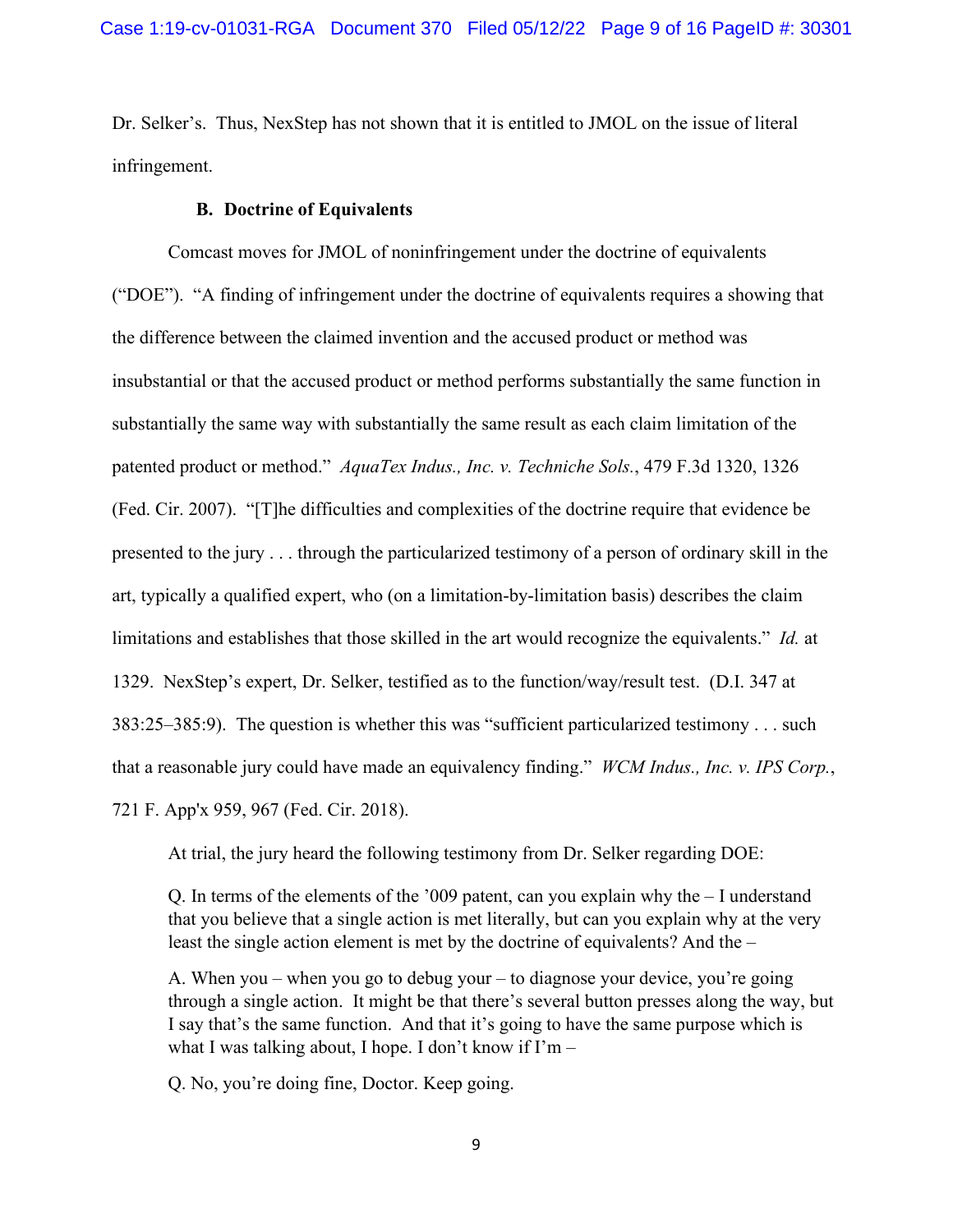Dr. Selker's. Thus, NexStep has not shown that it is entitled to JMOL on the issue of literal infringement.

### B. Doctrine of Equivalents

Comcast moves for JMOL of noninfringement under the doctrine of equivalents ("DOE"). "A finding of infringement under the doctrine of equivalents requires a showing that the difference between the claimed invention and the accused product or method was insubstantial or that the accused product or method performs substantially the same function in substantially the same way with substantially the same result as each claim limitation of the patented product or method." *AquaTex Indus., Inc. v. Techniche Sols.*, 479 F.3d 1320, 1326 (Fed. Cir. 2007). "[T]he difficulties and complexities of the doctrine require that evidence be presented to the jury . . . through the particularized testimony of a person of ordinary skill in the art, typically a qualified expert, who (on a limitation-by-limitation basis) describes the claim limitations and establishes that those skilled in the art would recognize the equivalents." *Id.* at 1329. NexStep's expert, Dr. Selker, testified as to the function/way/result test. (D.I. 347 at 383:25–385:9). The question is whether this was "sufficient particularized testimony . . . such that a reasonable jury could have made an equivalency finding." *WCM Indus., Inc. v. IPS Corp.*, 721 F. App'x 959, 967 (Fed. Cir. 2018).

At trial, the jury heard the following testimony from Dr. Selker regarding DOE:

> Q. In terms of the elements of the '009 patent, can you explain why the – I understand that you believe that a single action is met literally, but can you explain why at the very least the single action element is met by the doctrine of equivalents? And the –
>
> A. When you – when you go to debug your – to diagnose your device, you're going through a single action. It might be that there's several button presses along the way, but I say that's the same function. And that it's going to have the same purpose which is what I was talking about, I hope. I don't know if I'm –
>
> Q. No, you're doing fine, Doctor. Keep going.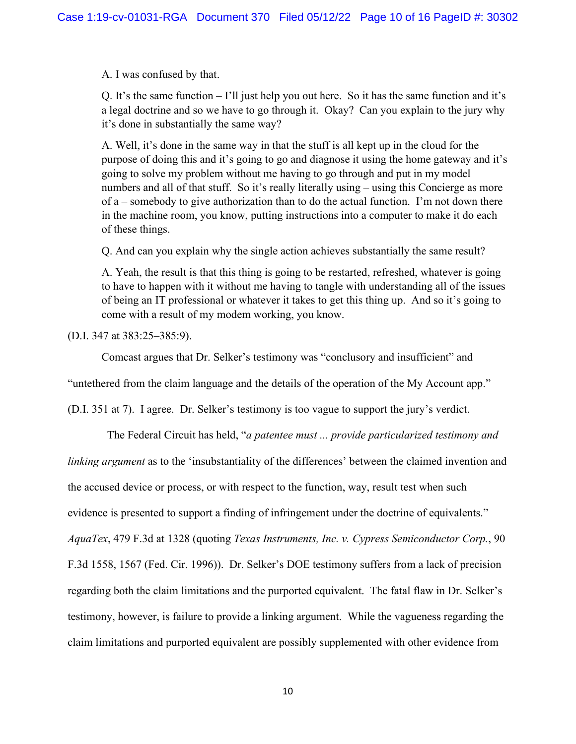A. I was confused by that.

Q. It's the same function – I'll just help you out here. So it has the same function and it's a legal doctrine and so we have to go through it. Okay? Can you explain to the jury why it's done in substantially the same way?

A. Well, it's done in the same way in that the stuff is all kept up in the cloud for the purpose of doing this and it's going to go and diagnose it using the home gateway and it's going to solve my problem without me having to go through and put in my model numbers and all of that stuff. So it's really literally using – using this Concierge as more of a – somebody to give authorization than to do the actual function. I'm not down there in the machine room, you know, putting instructions into a computer to make it do each of these things.

Q. And can you explain why the single action achieves substantially the same result?

A. Yeah, the result is that this thing is going to be restarted, refreshed, whatever is going to have to happen with it without me having to tangle with understanding all of the issues of being an IT professional or whatever it takes to get this thing up. And so it's going to come with a result of my modem working, you know.

(D.I. 347 at 383:25–385:9).

Comcast argues that Dr. Selker's testimony was "conclusory and insufficient" and "untethered from the claim language and the details of the operation of the My Account app." (D.I. 351 at 7). I agree. Dr. Selker's testimony is too vague to support the jury's verdict.

The Federal Circuit has held, "*a patentee must ... provide particularized testimony and linking argument* as to the 'insubstantiality of the differences' between the claimed invention and the accused device or process, or with respect to the function, way, result test when such evidence is presented to support a finding of infringement under the doctrine of equivalents." *AquaTex*, 479 F.3d at 1328 (quoting *Texas Instruments, Inc. v. Cypress Semiconductor Corp.*, 90 F.3d 1558, 1567 (Fed. Cir. 1996)). Dr. Selker's DOE testimony suffers from a lack of precision regarding both the claim limitations and the purported equivalent. The fatal flaw in Dr. Selker's testimony, however, is failure to provide a linking argument. While the vagueness regarding the claim limitations and purported equivalent are possibly supplemented with other evidence from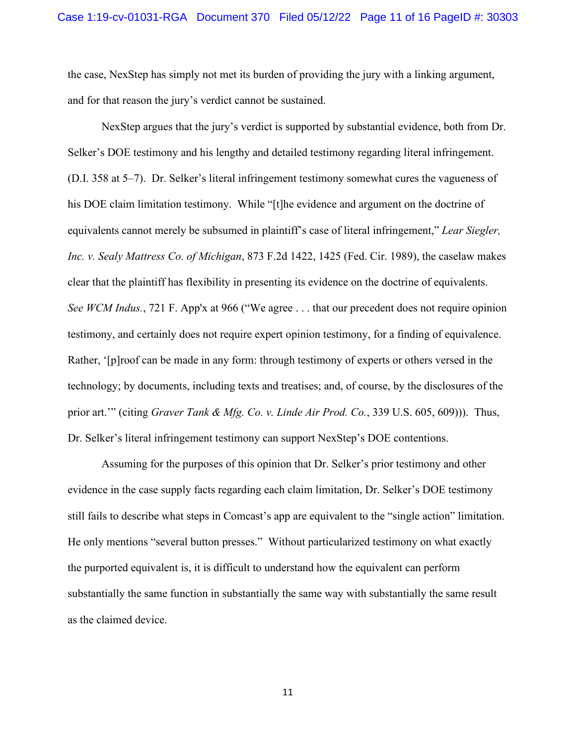the case, NexStep has simply not met its burden of providing the jury with a linking argument, and for that reason the jury's verdict cannot be sustained.

NexStep argues that the jury's verdict is supported by substantial evidence, both from Dr. Selker's DOE testimony and his lengthy and detailed testimony regarding literal infringement. (D.I. 358 at 5–7). Dr. Selker's literal infringement testimony somewhat cures the vagueness of his DOE claim limitation testimony. While "[t]he evidence and argument on the doctrine of equivalents cannot merely be subsumed in plaintiff's case of literal infringement," *Lear Siegler, Inc. v. Sealy Mattress Co. of Michigan*, 873 F.2d 1422, 1425 (Fed. Cir. 1989), the caselaw makes clear that the plaintiff has flexibility in presenting its evidence on the doctrine of equivalents. *See WCM Indus.*, 721 F. App'x at 966 ("We agree . . . that our precedent does not require opinion testimony, and certainly does not require expert opinion testimony, for a finding of equivalence. Rather, '[p]roof can be made in any form: through testimony of experts or others versed in the technology; by documents, including texts and treatises; and, of course, by the disclosures of the prior art.'" (citing *Graver Tank & Mfg. Co. v. Linde Air Prod. Co.*, 339 U.S. 605, 609))). Thus, Dr. Selker's literal infringement testimony can support NexStep's DOE contentions.

Assuming for the purposes of this opinion that Dr. Selker's prior testimony and other evidence in the case supply facts regarding each claim limitation, Dr. Selker's DOE testimony still fails to describe what steps in Comcast's app are equivalent to the "single action" limitation. He only mentions "several button presses." Without particularized testimony on what exactly the purported equivalent is, it is difficult to understand how the equivalent can perform substantially the same function in substantially the same way with substantially the same result as the claimed device.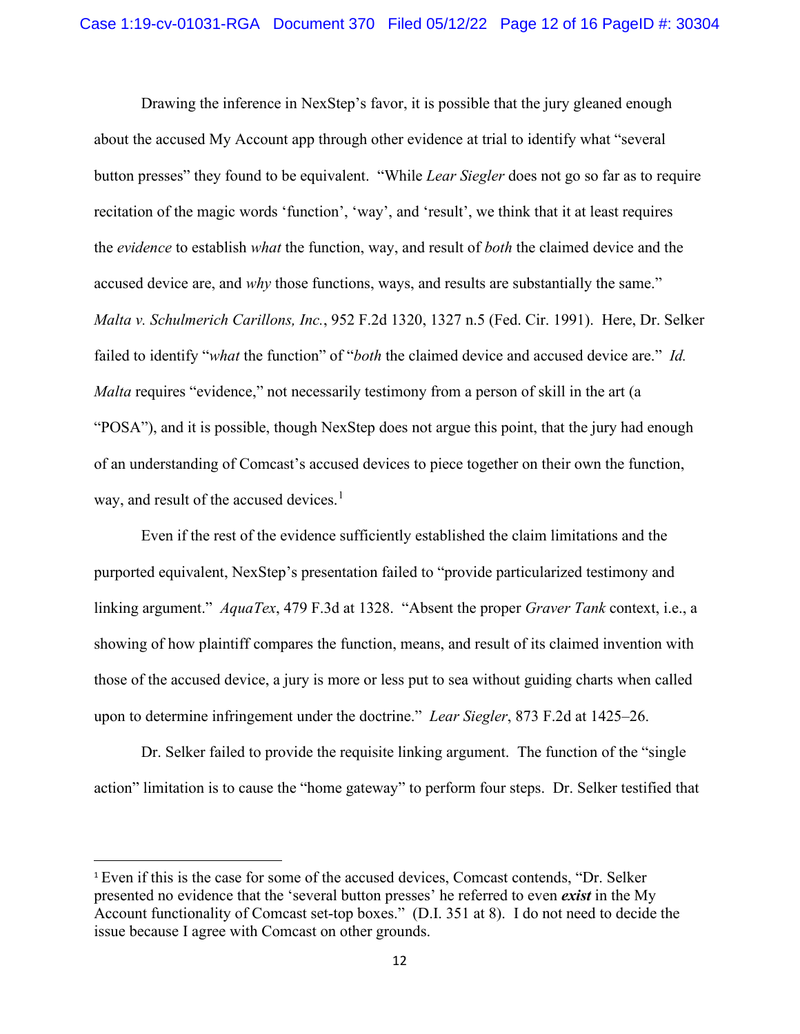Drawing the inference in NexStep's favor, it is possible that the jury gleaned enough about the accused My Account app through other evidence at trial to identify what "several button presses" they found to be equivalent. "While *Lear Siegler* does not go so far as to require recitation of the magic words 'function', 'way', and 'result', we think that it at least requires the *evidence* to establish *what* the function, way, and result of *both* the claimed device and the accused device are, and *why* those functions, ways, and results are substantially the same." *Malta v. Schulmerich Carillons, Inc.*, 952 F.2d 1320, 1327 n.5 (Fed. Cir. 1991). Here, Dr. Selker failed to identify "*what* the function" of "*both* the claimed device and accused device are." *Id.* *Malta* requires "evidence," not necessarily testimony from a person of skill in the art (a "POSA"), and it is possible, though NexStep does not argue this point, that the jury had enough of an understanding of Comcast's accused devices to piece together on their own the function, way, and result of the accused devices.[1]

Even if the rest of the evidence sufficiently established the claim limitations and the purported equivalent, NexStep's presentation failed to "provide particularized testimony and linking argument." *AquaTex*, 479 F.3d at 1328. "Absent the proper *Graver Tank* context, i.e., a showing of how plaintiff compares the function, means, and result of its claimed invention with those of the accused device, a jury is more or less put to sea without guiding charts when called upon to determine infringement under the doctrine." *Lear Siegler*, 873 F.2d at 1425–26.

Dr. Selker failed to provide the requisite linking argument. The function of the "single action" limitation is to cause the "home gateway" to perform four steps. Dr. Selker testified that

---

[1] Even if this is the case for some of the accused devices, Comcast contends, "Dr. Selker presented no evidence that the 'several button presses' he referred to even ***exist*** in the My Account functionality of Comcast set-top boxes." (D.I. 351 at 8). I do not need to decide the issue because I agree with Comcast on other grounds.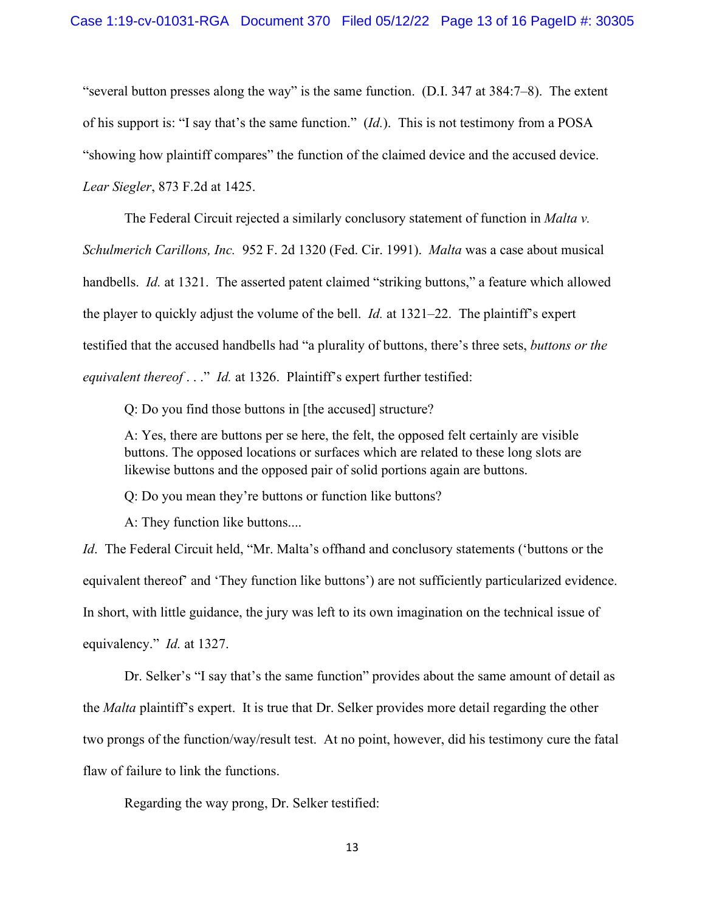"several button presses along the way" is the same function. (D.I. 347 at 384:7–8). The extent of his support is: "I say that's the same function." (*Id.*). This is not testimony from a POSA "showing how plaintiff compares" the function of the claimed device and the accused device. *Lear Siegler*, 873 F.2d at 1425.

The Federal Circuit rejected a similarly conclusory statement of function in *Malta v. Schulmerich Carillons, Inc.* 952 F. 2d 1320 (Fed. Cir. 1991). *Malta* was a case about musical handbells. *Id.* at 1321. The asserted patent claimed "striking buttons," a feature which allowed the player to quickly adjust the volume of the bell. *Id.* at 1321–22. The plaintiff's expert testified that the accused handbells had "a plurality of buttons, there's three sets, *buttons or the equivalent thereof* . . ." *Id.* at 1326. Plaintiff's expert further testified:

> Q: Do you find those buttons in [the accused] structure?
>
> A: Yes, there are buttons per se here, the felt, the opposed felt certainly are visible buttons. The opposed locations or surfaces which are related to these long slots are likewise buttons and the opposed pair of solid portions again are buttons.
>
> Q: Do you mean they're buttons or function like buttons?
>
> A: They function like buttons....

*Id*. The Federal Circuit held, "Mr. Malta's offhand and conclusory statements ('buttons or the equivalent thereof' and 'They function like buttons') are not sufficiently particularized evidence. In short, with little guidance, the jury was left to its own imagination on the technical issue of equivalency." *Id.* at 1327.

Dr. Selker's "I say that's the same function" provides about the same amount of detail as the *Malta* plaintiff's expert. It is true that Dr. Selker provides more detail regarding the other two prongs of the function/way/result test. At no point, however, did his testimony cure the fatal flaw of failure to link the functions.

Regarding the way prong, Dr. Selker testified: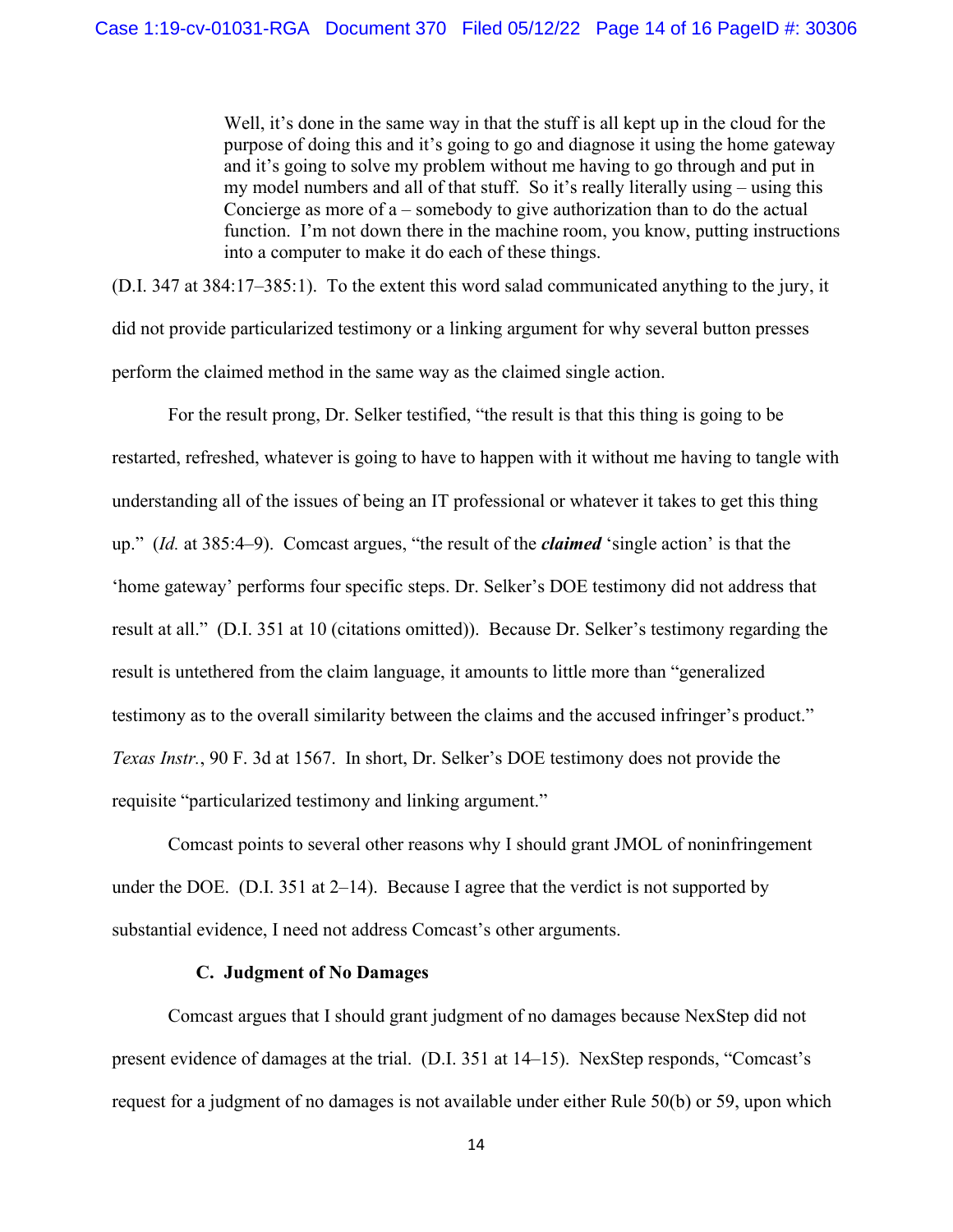> Well, it's done in the same way in that the stuff is all kept up in the cloud for the purpose of doing this and it's going to go and diagnose it using the home gateway and it's going to solve my problem without me having to go through and put in my model numbers and all of that stuff. So it's really literally using – using this Concierge as more of a – somebody to give authorization than to do the actual function. I'm not down there in the machine room, you know, putting instructions into a computer to make it do each of these things.

(D.I. 347 at 384:17–385:1). To the extent this word salad communicated anything to the jury, it did not provide particularized testimony or a linking argument for why several button presses perform the claimed method in the same way as the claimed single action.

For the result prong, Dr. Selker testified, "the result is that this thing is going to be restarted, refreshed, whatever is going to have to happen with it without me having to tangle with understanding all of the issues of being an IT professional or whatever it takes to get this thing up." (*Id.* at 385:4–9). Comcast argues, "the result of the ***claimed*** 'single action' is that the 'home gateway' performs four specific steps. Dr. Selker's DOE testimony did not address that result at all." (D.I. 351 at 10 (citations omitted)). Because Dr. Selker's testimony regarding the result is untethered from the claim language, it amounts to little more than "generalized testimony as to the overall similarity between the claims and the accused infringer's product." *Texas Instr.*, 90 F. 3d at 1567. In short, Dr. Selker's DOE testimony does not provide the requisite "particularized testimony and linking argument."

Comcast points to several other reasons why I should grant JMOL of noninfringement under the DOE. (D.I. 351 at 2–14). Because I agree that the verdict is not supported by substantial evidence, I need not address Comcast's other arguments.

### C. Judgment of No Damages

Comcast argues that I should grant judgment of no damages because NexStep did not present evidence of damages at the trial. (D.I. 351 at 14–15). NexStep responds, "Comcast's request for a judgment of no damages is not available under either Rule 50(b) or 59, upon which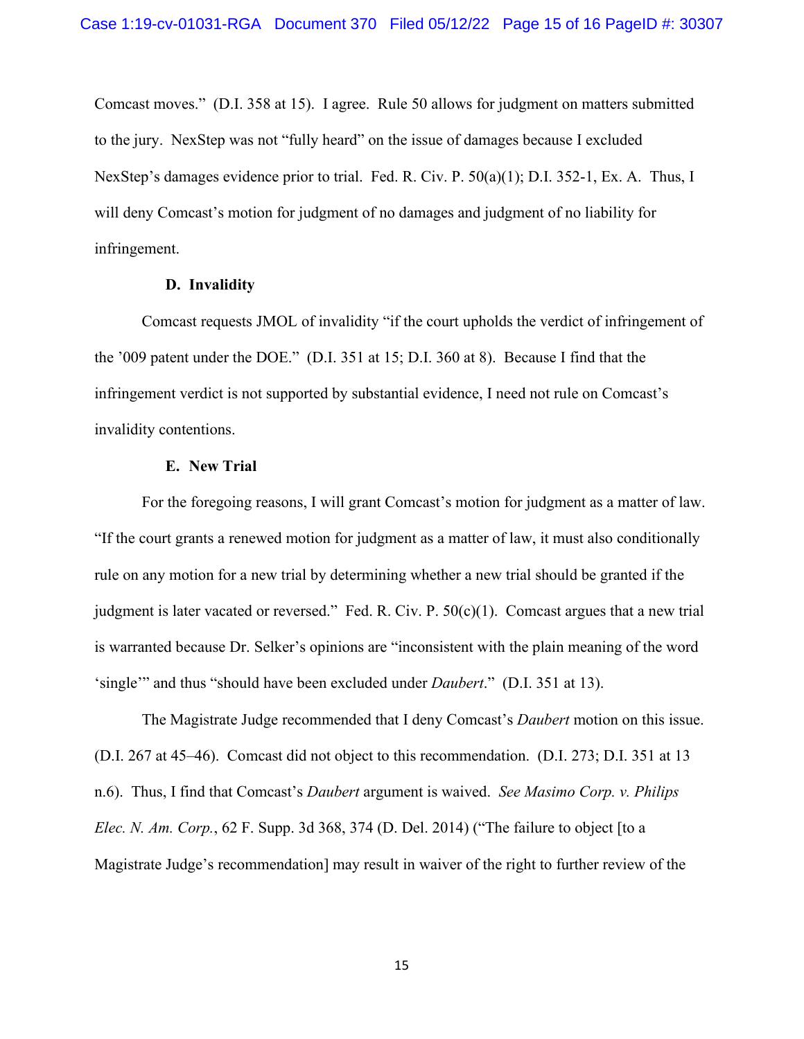Comcast moves." (D.I. 358 at 15). I agree. Rule 50 allows for judgment on matters submitted to the jury. NexStep was not "fully heard" on the issue of damages because I excluded NexStep's damages evidence prior to trial. Fed. R. Civ. P. 50(a)(1); D.I. 352-1, Ex. A. Thus, I will deny Comcast's motion for judgment of no damages and judgment of no liability for infringement.

### D. Invalidity

Comcast requests JMOL of invalidity "if the court upholds the verdict of infringement of the '009 patent under the DOE." (D.I. 351 at 15; D.I. 360 at 8). Because I find that the infringement verdict is not supported by substantial evidence, I need not rule on Comcast's invalidity contentions.

### E. New Trial

For the foregoing reasons, I will grant Comcast's motion for judgment as a matter of law. "If the court grants a renewed motion for judgment as a matter of law, it must also conditionally rule on any motion for a new trial by determining whether a new trial should be granted if the judgment is later vacated or reversed." Fed. R. Civ. P. 50(c)(1). Comcast argues that a new trial is warranted because Dr. Selker's opinions are "inconsistent with the plain meaning of the word 'single'" and thus "should have been excluded under *Daubert*." (D.I. 351 at 13).

The Magistrate Judge recommended that I deny Comcast's *Daubert* motion on this issue. (D.I. 267 at 45–46). Comcast did not object to this recommendation. (D.I. 273; D.I. 351 at 13 n.6). Thus, I find that Comcast's *Daubert* argument is waived. *See Masimo Corp. v. Philips Elec. N. Am. Corp.*, 62 F. Supp. 3d 368, 374 (D. Del. 2014) ("The failure to object [to a Magistrate Judge's recommendation] may result in waiver of the right to further review of the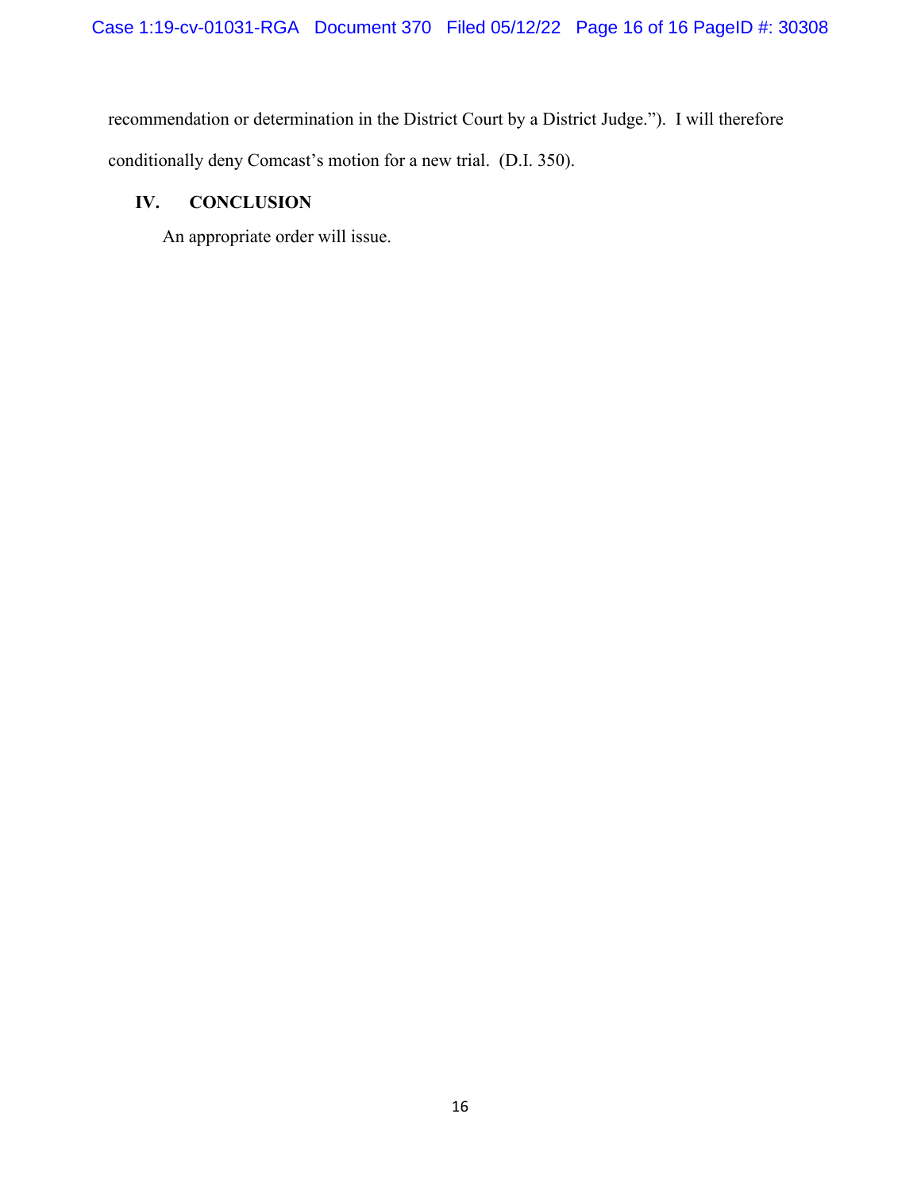recommendation or determination in the District Court by a District Judge."). I will therefore conditionally deny Comcast's motion for a new trial. (D.I. 350).

## IV. CONCLUSION

An appropriate order will issue.